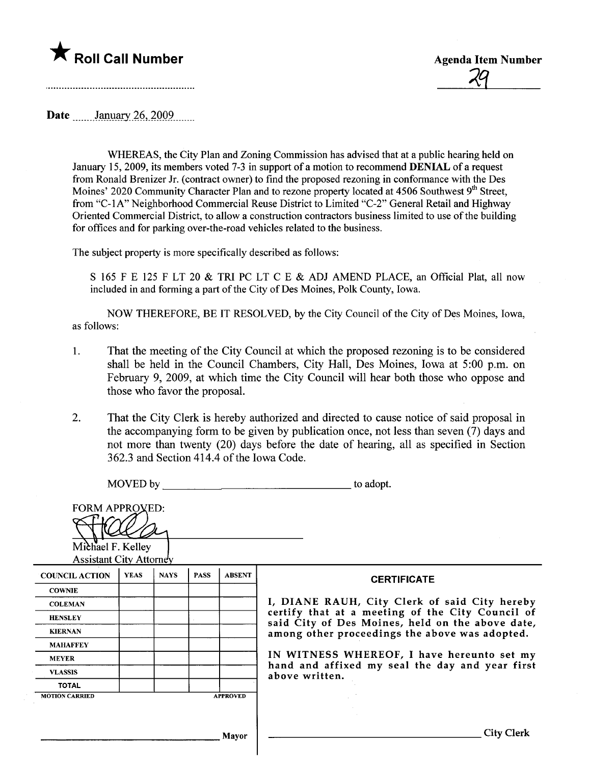★ **Roll Call Number**

**Agenda Item Number**

29

Date January 26, 2009

WHEREAS, the City Plan and Zoning Commission has advised that at a public hearing held on January 15, 2009, its members voted 7-3 in support of a motion to recommend **DENIAL** of a request from Ronald Brenizer Jr. (contract owner) to find the proposed rezoning in conformance with the Des Moines' 2020 Community Character Plan and to rezone property located at 4506 Southwest 9th Street, from "C-1A" Neighborhood Commercial Reuse District to Limited "C-2" General Retail and Highway Oriented Commercial District, to allow a construction contractors business limited to use of the building for offices and for parking over-the-road vehicles related to the business.

The subject property is more specifically described as follows:

S 165 F E 125 F LT 20 & TRI PC LT C E & ADJ AMEND PLACE, an Official Plat, all now included in and forming a part of the City of Des Moines, Polk County, Iowa.

NOW THEREFORE, BE IT RESOLVED, by the City Council of the City of Des Moines, Iowa, as follows:

1. That the meeting of the City Council at which the proposed rezoning is to be considered shall be held in the Council Chambers, City Hall, Des Moines, Iowa at 5:00 p.m. on February 9, 2009, at which time the City Council will hear both those who oppose and those who favor the proposal.

2. That the City Clerk is hereby authorized and directed to cause notice of said proposal in the accompanying form to be given by publication once, not less than seven (7) days and not more than twenty (20) days before the date of hearing, all as specified in Section 362.3 and Section 414.4 of the Iowa Code.

MOVED by ______________________ to adopt.

FORM APPROVED:

Michael F. Kelley
Assistant City Attorney

| COUNCIL ACTION | YEAS | NAYS | PASS | ABSENT |
|---|---|---|---|---|
| COWNIE | | | | |
| COLEMAN | | | | |
| HENSLEY | | | | |
| KIERNAN | | | | |
| MAHAFFEY | | | | |
| MEYER | | | | |
| VLASSIS | | | | |
| TOTAL | | | | |
| MOTION CARRIED | | | | APPROVED |

______________________ Mayor

**CERTIFICATE**

I, DIANE RAUH, City Clerk of said City hereby certify that at a meeting of the City Council of said City of Des Moines, held on the above date, among other proceedings the above was adopted.

IN WITNESS WHEREOF, I have hereunto set my hand and affixed my seal the day and year first above written.

______________________ City Clerk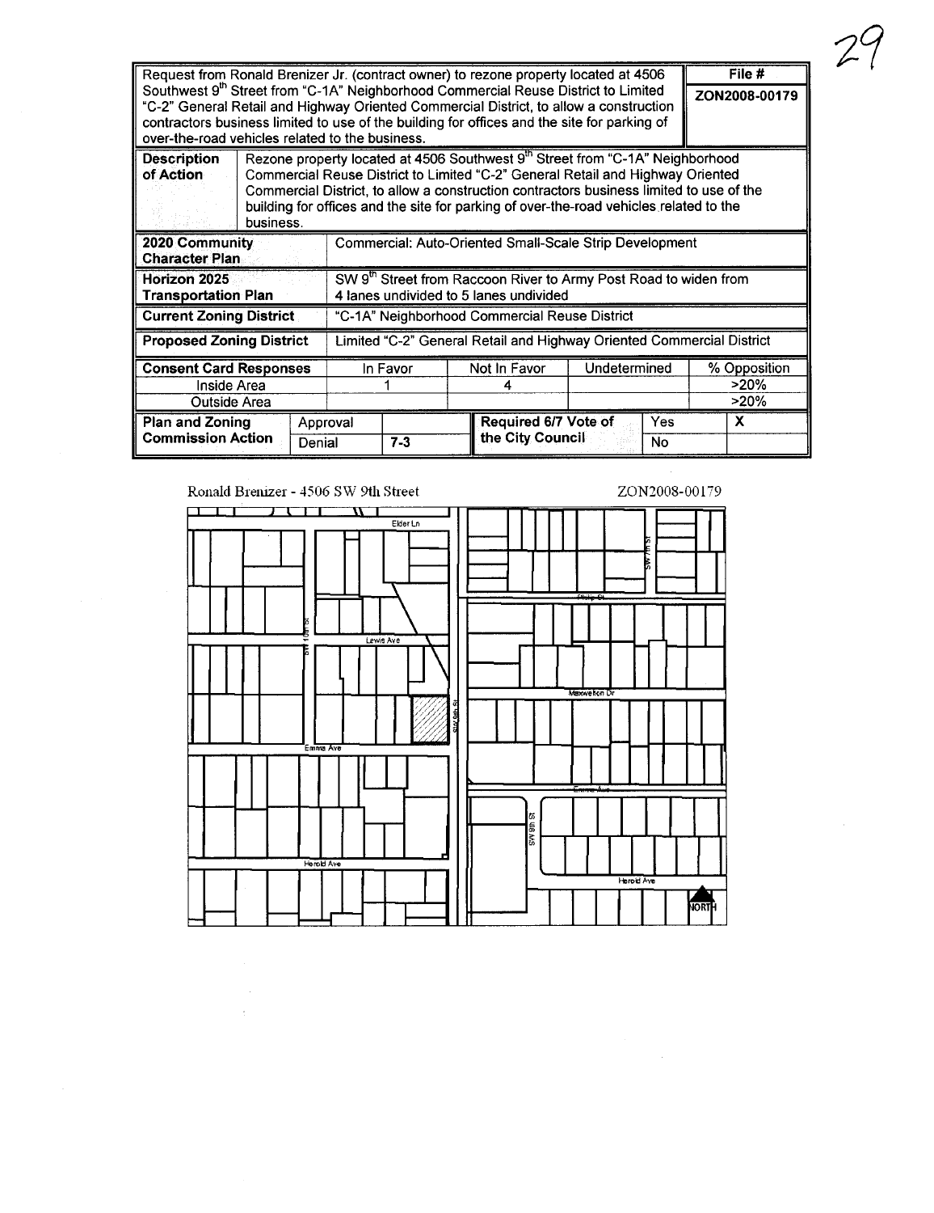| Request from Ronald Brenizer Jr. (contract owner) to rezone property located at 4506 Southwest 9[th] Street from "C-1A" Neighborhood Commercial Reuse District to Limited "C-2" General Retail and Highway Oriented Commercial District, to allow a construction contractors business limited to use of the building for offices and the site for parking of over-the-road vehicles related to the business. | File # ZON2008-00179 |
|---|---|

| | |
|---|---|
| **Description of Action** | Rezone property located at 4506 Southwest 9[th] Street from "C-1A" Neighborhood Commercial Reuse District to Limited "C-2" General Retail and Highway Oriented Commercial District, to allow a construction contractors business limited to use of the building for offices and the site for parking of over-the-road vehicles related to the business. |
| **2020 Community Character Plan** | Commercial: Auto-Oriented Small-Scale Strip Development |
| **Horizon 2025 Transportation Plan** | SW 9[th] Street from Raccoon River to Army Post Road to widen from 4 lanes undivided to 5 lanes undivided |
| **Current Zoning District** | "C-1A" Neighborhood Commercial Reuse District |
| **Proposed Zoning District** | Limited "C-2" General Retail and Highway Oriented Commercial District |

| **Consent Card Responses** | In Favor | Not In Favor | Undetermined | % Opposition |
|---|---|---|---|---|
| Inside Area | 1 | 4 | | >20% |
| Outside Area | | | | >20% |

| **Plan and Zoning Commission Action** | | | **Required 6/7 Vote of the City Council** | | |
|---|---|---|---|---|---|
| | Approval | | | Yes | X |
| | Denial | 7-3 | | No | |

Ronald Brenizer - 4506 SW 9th Street

ZON2008-00179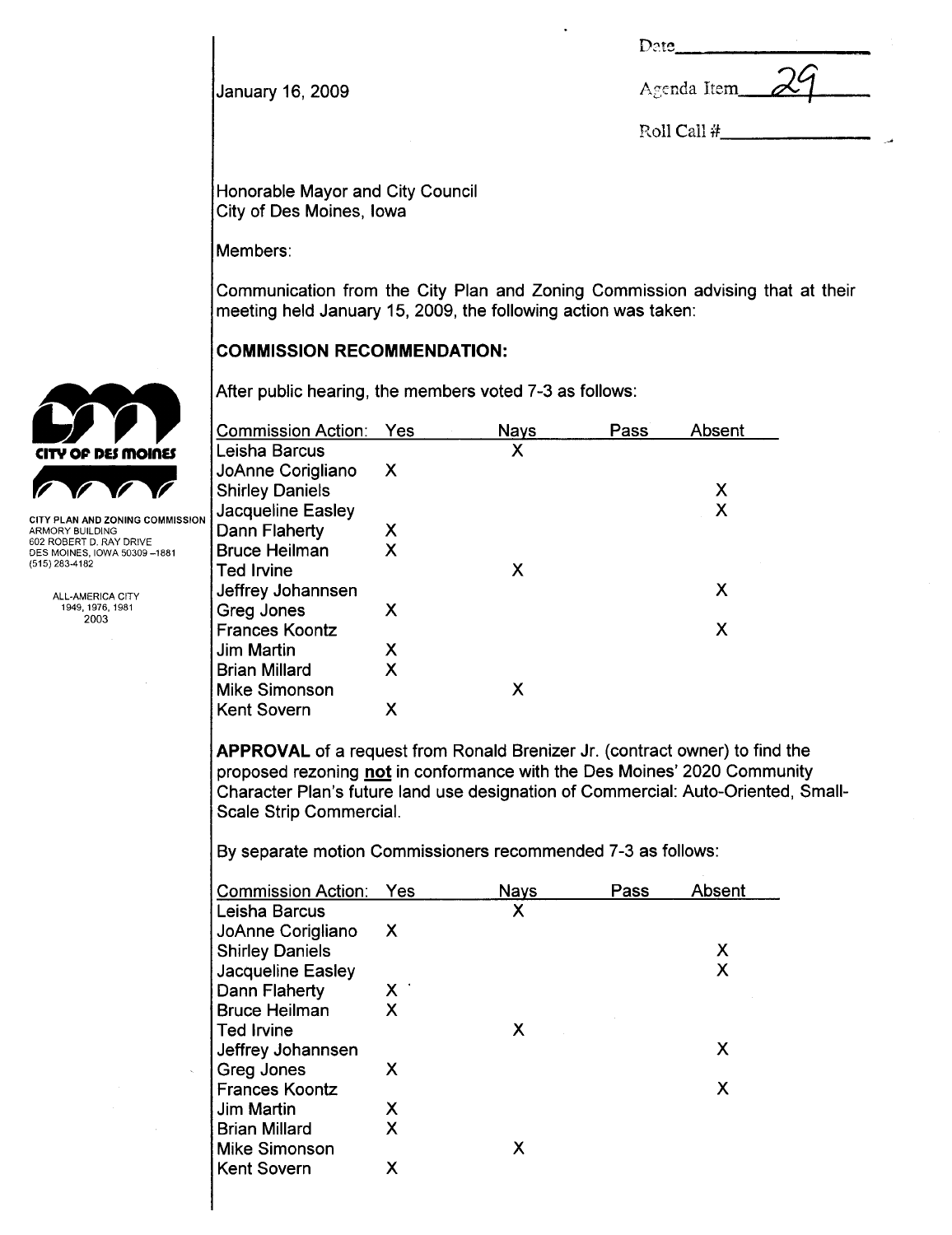January 16, 2009

Date\_\_\_\_\_\_\_\_\_\_

Agenda Item 29

Roll Call #\_\_\_\_\_\_\_\_\_\_

CITY OF DES MOINES

CITY PLAN AND ZONING COMMISSION
ARMORY BUILDING
602 ROBERT D. RAY DRIVE
DES MOINES, IOWA 50309 –1881
(515) 283-4182

ALL-AMERICA CITY
1949, 1976, 1981
2003

Honorable Mayor and City Council
City of Des Moines, Iowa

Members:

Communication from the City Plan and Zoning Commission advising that at their meeting held January 15, 2009, the following action was taken:

**COMMISSION RECOMMENDATION:**

After public hearing, the members voted 7-3 as follows:

| Commission Action: | Yes | Nays | Pass | Absent |
|---|---|---|---|---|
| Leisha Barcus | | X | | |
| JoAnne Corigliano | X | | | |
| Shirley Daniels | | | | X |
| Jacqueline Easley | | | | X |
| Dann Flaherty | X | | | |
| Bruce Heilman | X | | | |
| Ted Irvine | | X | | |
| Jeffrey Johannsen | | | | X |
| Greg Jones | X | | | |
| Frances Koontz | | | | X |
| Jim Martin | X | | | |
| Brian Millard | X | | | |
| Mike Simonson | | X | | |
| Kent Sovern | X | | | |

**APPROVAL** of a request from Ronald Brenizer Jr. (contract owner) to find the proposed rezoning **not** in conformance with the Des Moines' 2020 Community Character Plan's future land use designation of Commercial: Auto-Oriented, Small-Scale Strip Commercial.

By separate motion Commissioners recommended 7-3 as follows:

| Commission Action: | Yes | Nays | Pass | Absent |
|---|---|---|---|---|
| Leisha Barcus | | X | | |
| JoAnne Corigliano | X | | | |
| Shirley Daniels | | | | X |
| Jacqueline Easley | | | | X |
| Dann Flaherty | X | | | |
| Bruce Heilman | X | | | |
| Ted Irvine | | X | | |
| Jeffrey Johannsen | | | | X |
| Greg Jones | X | | | |
| Frances Koontz | | | | X |
| Jim Martin | X | | | |
| Brian Millard | X | | | |
| Mike Simonson | | X | | |
| Kent Sovern | X | | | |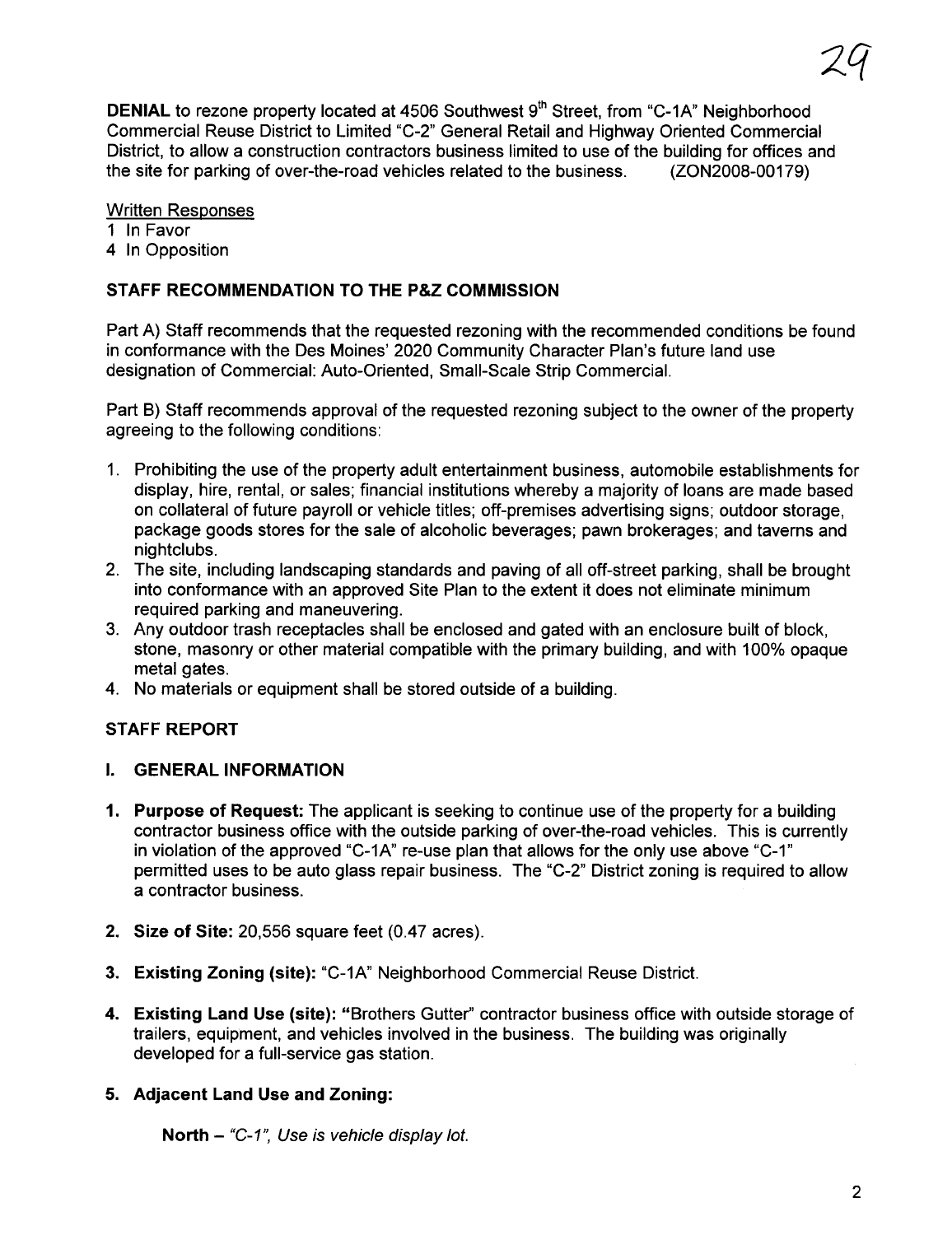**DENIAL** to rezone property located at 4506 Southwest 9th Street, from "C-1A" Neighborhood Commercial Reuse District to Limited "C-2" General Retail and Highway Oriented Commercial District, to allow a construction contractors business limited to use of the building for offices and the site for parking of over-the-road vehicles related to the business. (ZON2008-00179)

Written Responses
1 In Favor
4 In Opposition

## STAFF RECOMMENDATION TO THE P&Z COMMISSION

Part A) Staff recommends that the requested rezoning with the recommended conditions be found in conformance with the Des Moines' 2020 Community Character Plan's future land use designation of Commercial: Auto-Oriented, Small-Scale Strip Commercial.

Part B) Staff recommends approval of the requested rezoning subject to the owner of the property agreeing to the following conditions:

1. Prohibiting the use of the property adult entertainment business, automobile establishments for display, hire, rental, or sales; financial institutions whereby a majority of loans are made based on collateral of future payroll or vehicle titles; off-premises advertising signs; outdoor storage, package goods stores for the sale of alcoholic beverages; pawn brokerages; and taverns and nightclubs.
2. The site, including landscaping standards and paving of all off-street parking, shall be brought into conformance with an approved Site Plan to the extent it does not eliminate minimum required parking and maneuvering.
3. Any outdoor trash receptacles shall be enclosed and gated with an enclosure built of block, stone, masonry or other material compatible with the primary building, and with 100% opaque metal gates.
4. No materials or equipment shall be stored outside of a building.

## STAFF REPORT

### I. GENERAL INFORMATION

1. **Purpose of Request:** The applicant is seeking to continue use of the property for a building contractor business office with the outside parking of over-the-road vehicles. This is currently in violation of the approved "C-1A" re-use plan that allows for the only use above "C-1" permitted uses to be auto glass repair business. The "C-2" District zoning is required to allow a contractor business.

2. **Size of Site:** 20,556 square feet (0.47 acres).

3. **Existing Zoning (site):** "C-1A" Neighborhood Commercial Reuse District.

4. **Existing Land Use (site):** "Brothers Gutter" contractor business office with outside storage of trailers, equipment, and vehicles involved in the business. The building was originally developed for a full-service gas station.

5. **Adjacent Land Use and Zoning:**

   **North** – *"C-1", Use is vehicle display lot.*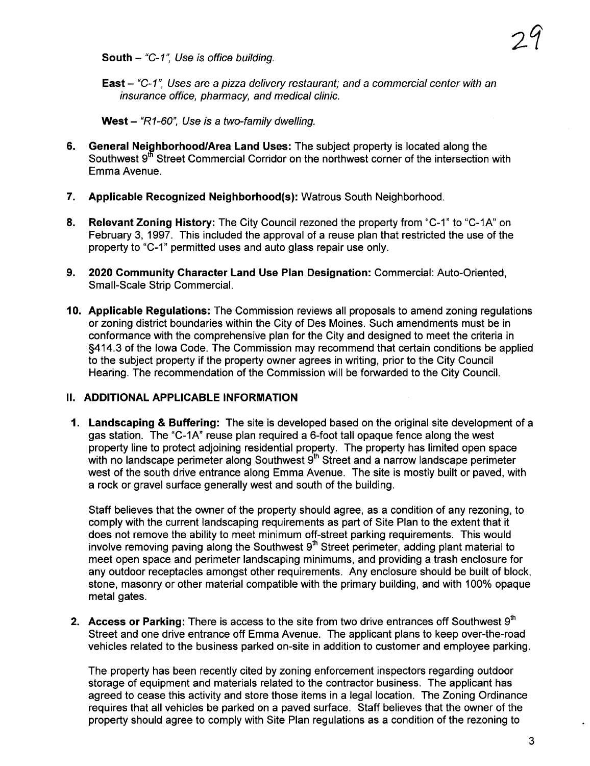**South** – *"C-1", Use is office building.*

**East** – *"C-1", Uses are a pizza delivery restaurant; and a commercial center with an insurance office, pharmacy, and medical clinic.*

**West** – *"R1-60", Use is a two-family dwelling.*

6. **General Neighborhood/Area Land Uses:** The subject property is located along the Southwest 9th Street Commercial Corridor on the northwest corner of the intersection with Emma Avenue.

7. **Applicable Recognized Neighborhood(s):** Watrous South Neighborhood.

8. **Relevant Zoning History:** The City Council rezoned the property from "C-1" to "C-1A" on February 3, 1997. This included the approval of a reuse plan that restricted the use of the property to "C-1" permitted uses and auto glass repair use only.

9. **2020 Community Character Land Use Plan Designation:** Commercial: Auto-Oriented, Small-Scale Strip Commercial.

10. **Applicable Regulations:** The Commission reviews all proposals to amend zoning regulations or zoning district boundaries within the City of Des Moines. Such amendments must be in conformance with the comprehensive plan for the City and designed to meet the criteria in §414.3 of the Iowa Code. The Commission may recommend that certain conditions be applied to the subject property if the property owner agrees in writing, prior to the City Council Hearing. The recommendation of the Commission will be forwarded to the City Council.

## II. ADDITIONAL APPLICABLE INFORMATION

1. **Landscaping & Buffering:** The site is developed based on the original site development of a gas station. The "C-1A" reuse plan required a 6-foot tall opaque fence along the west property line to protect adjoining residential property. The property has limited open space with no landscape perimeter along Southwest 9th Street and a narrow landscape perimeter west of the south drive entrance along Emma Avenue. The site is mostly built or paved, with a rock or gravel surface generally west and south of the building.

   Staff believes that the owner of the property should agree, as a condition of any rezoning, to comply with the current landscaping requirements as part of Site Plan to the extent that it does not remove the ability to meet minimum off-street parking requirements. This would involve removing paving along the Southwest 9th Street perimeter, adding plant material to meet open space and perimeter landscaping minimums, and providing a trash enclosure for any outdoor receptacles amongst other requirements. Any enclosure should be built of block, stone, masonry or other material compatible with the primary building, and with 100% opaque metal gates.

2. **Access or Parking:** There is access to the site from two drive entrances off Southwest 9th Street and one drive entrance off Emma Avenue. The applicant plans to keep over-the-road vehicles related to the business parked on-site in addition to customer and employee parking.

   The property has been recently cited by zoning enforcement inspectors regarding outdoor storage of equipment and materials related to the contractor business. The applicant has agreed to cease this activity and store those items in a legal location. The Zoning Ordinance requires that all vehicles be parked on a paved surface. Staff believes that the owner of the property should agree to comply with Site Plan regulations as a condition of the rezoning to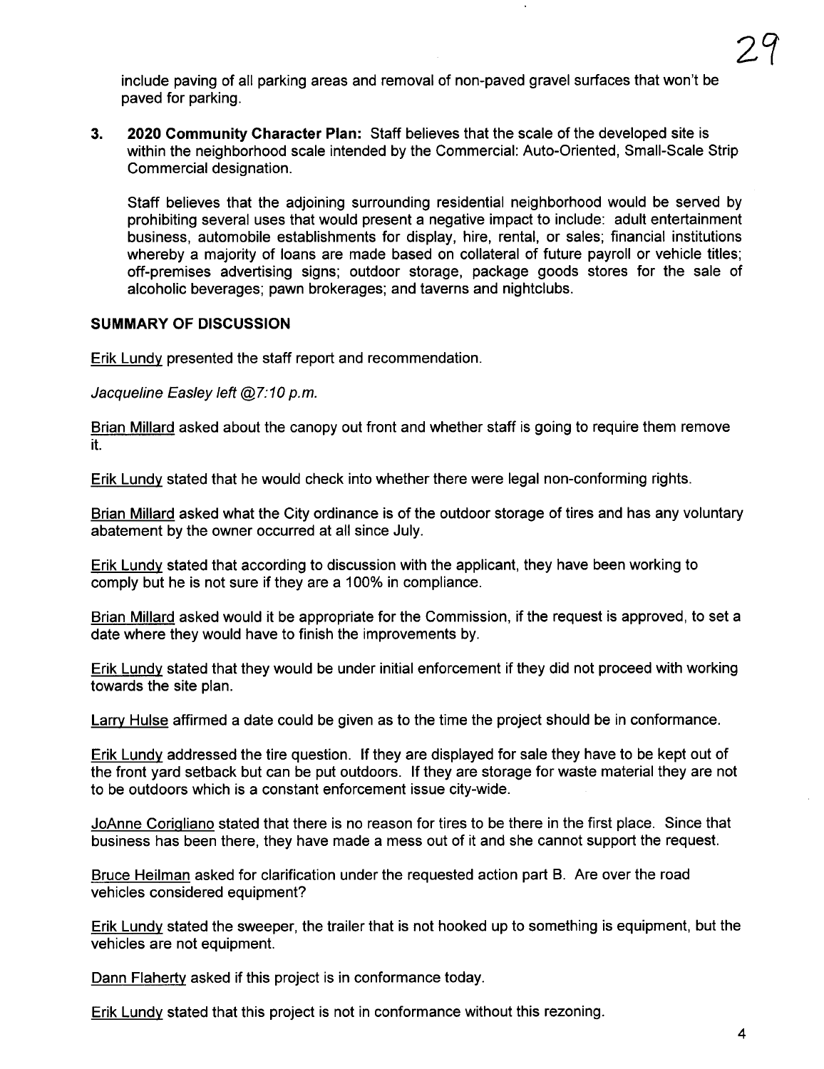include paving of all parking areas and removal of non-paved gravel surfaces that won't be paved for parking.

3. **2020 Community Character Plan:** Staff believes that the scale of the developed site is within the neighborhood scale intended by the Commercial: Auto-Oriented, Small-Scale Strip Commercial designation.

   Staff believes that the adjoining surrounding residential neighborhood would be served by prohibiting several uses that would present a negative impact to include: adult entertainment business, automobile establishments for display, hire, rental, or sales; financial institutions whereby a majority of loans are made based on collateral of future payroll or vehicle titles; off-premises advertising signs; outdoor storage, package goods stores for the sale of alcoholic beverages; pawn brokerages; and taverns and nightclubs.

**SUMMARY OF DISCUSSION**

Erik Lundy presented the staff report and recommendation.

*Jacqueline Easley left @7:10 p.m.*

Brian Millard asked about the canopy out front and whether staff is going to require them remove it.

Erik Lundy stated that he would check into whether there were legal non-conforming rights.

Brian Millard asked what the City ordinance is of the outdoor storage of tires and has any voluntary abatement by the owner occurred at all since July.

Erik Lundy stated that according to discussion with the applicant, they have been working to comply but he is not sure if they are a 100% in compliance.

Brian Millard asked would it be appropriate for the Commission, if the request is approved, to set a date where they would have to finish the improvements by.

Erik Lundy stated that they would be under initial enforcement if they did not proceed with working towards the site plan.

Larry Hulse affirmed a date could be given as to the time the project should be in conformance.

Erik Lundy addressed the tire question. If they are displayed for sale they have to be kept out of the front yard setback but can be put outdoors. If they are storage for waste material they are not to be outdoors which is a constant enforcement issue city-wide.

JoAnne Corigliano stated that there is no reason for tires to be there in the first place. Since that business has been there, they have made a mess out of it and she cannot support the request.

Bruce Heilman asked for clarification under the requested action part B. Are over the road vehicles considered equipment?

Erik Lundy stated the sweeper, the trailer that is not hooked up to something is equipment, but the vehicles are not equipment.

Dann Flaherty asked if this project is in conformance today.

Erik Lundy stated that this project is not in conformance without this rezoning.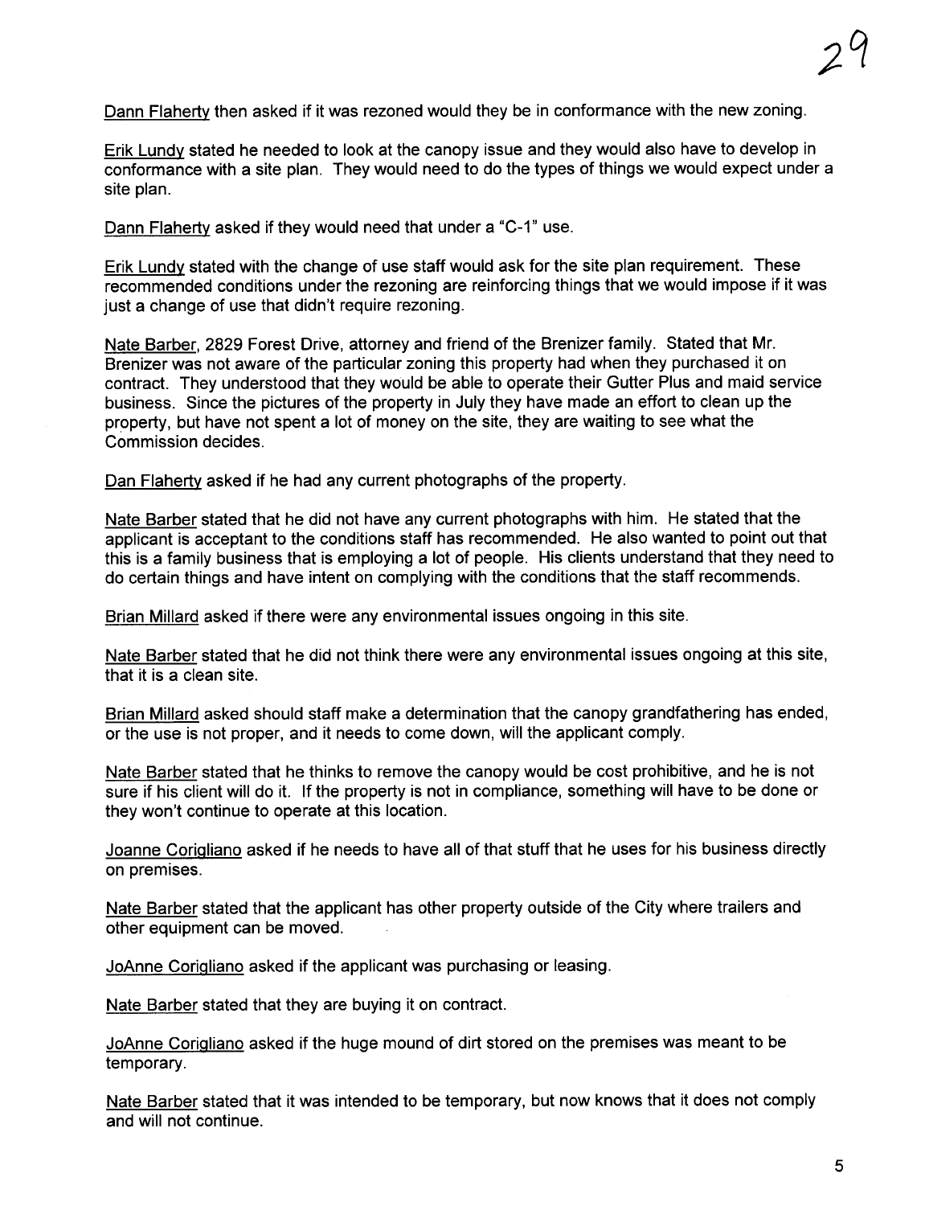Dann Flaherty then asked if it was rezoned would they be in conformance with the new zoning.

Erik Lundy stated he needed to look at the canopy issue and they would also have to develop in conformance with a site plan. They would need to do the types of things we would expect under a site plan.

Dann Flaherty asked if they would need that under a "C-1" use.

Erik Lundy stated with the change of use staff would ask for the site plan requirement. These recommended conditions under the rezoning are reinforcing things that we would impose if it was just a change of use that didn't require rezoning.

Nate Barber, 2829 Forest Drive, attorney and friend of the Brenizer family. Stated that Mr. Brenizer was not aware of the particular zoning this property had when they purchased it on contract. They understood that they would be able to operate their Gutter Plus and maid service business. Since the pictures of the property in July they have made an effort to clean up the property, but have not spent a lot of money on the site, they are waiting to see what the Commission decides.

Dan Flaherty asked if he had any current photographs of the property.

Nate Barber stated that he did not have any current photographs with him. He stated that the applicant is acceptant to the conditions staff has recommended. He also wanted to point out that this is a family business that is employing a lot of people. His clients understand that they need to do certain things and have intent on complying with the conditions that the staff recommends.

Brian Millard asked if there were any environmental issues ongoing in this site.

Nate Barber stated that he did not think there were any environmental issues ongoing at this site, that it is a clean site.

Brian Millard asked should staff make a determination that the canopy grandfathering has ended, or the use is not proper, and it needs to come down, will the applicant comply.

Nate Barber stated that he thinks to remove the canopy would be cost prohibitive, and he is not sure if his client will do it. If the property is not in compliance, something will have to be done or they won't continue to operate at this location.

Joanne Corigliano asked if he needs to have all of that stuff that he uses for his business directly on premises.

Nate Barber stated that the applicant has other property outside of the City where trailers and other equipment can be moved.

JoAnne Corigliano asked if the applicant was purchasing or leasing.

Nate Barber stated that they are buying it on contract.

JoAnne Corigliano asked if the huge mound of dirt stored on the premises was meant to be temporary.

Nate Barber stated that it was intended to be temporary, but now knows that it does not comply and will not continue.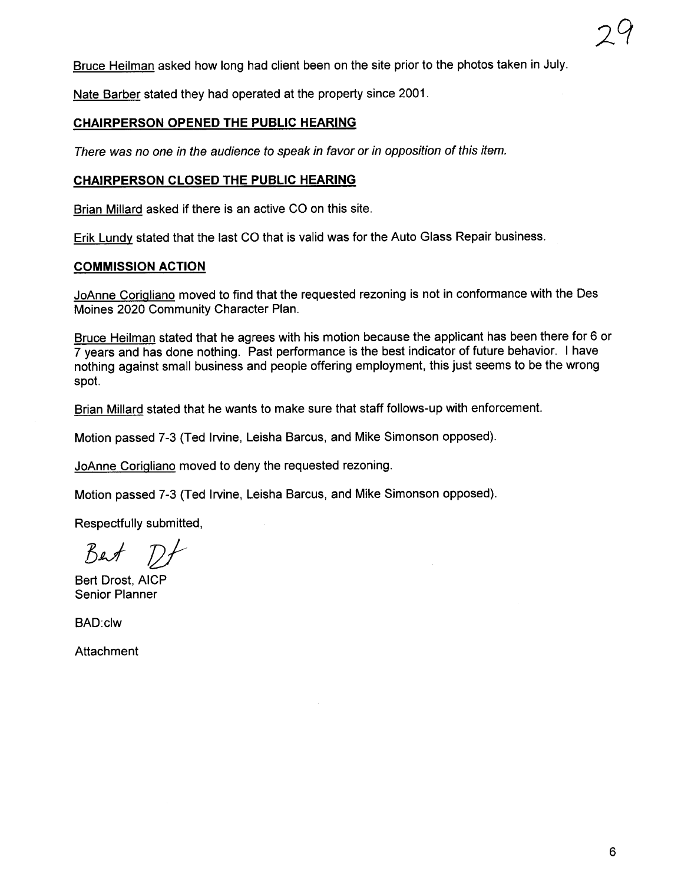Bruce Heilman asked how long had client been on the site prior to the photos taken in July.

Nate Barber stated they had operated at the property since 2001.

**CHAIRPERSON OPENED THE PUBLIC HEARING**

*There was no one in the audience to speak in favor or in opposition of this item.*

**CHAIRPERSON CLOSED THE PUBLIC HEARING**

Brian Millard asked if there is an active CO on this site.

Erik Lundy stated that the last CO that is valid was for the Auto Glass Repair business.

**COMMISSION ACTION**

JoAnne Corigliano moved to find that the requested rezoning is not in conformance with the Des Moines 2020 Community Character Plan.

Bruce Heilman stated that he agrees with his motion because the applicant has been there for 6 or 7 years and has done nothing. Past performance is the best indicator of future behavior. I have nothing against small business and people offering employment, this just seems to be the wrong spot.

Brian Millard stated that he wants to make sure that staff follows-up with enforcement.

Motion passed 7-3 (Ted Irvine, Leisha Barcus, and Mike Simonson opposed).

JoAnne Corigliano moved to deny the requested rezoning.

Motion passed 7-3 (Ted Irvine, Leisha Barcus, and Mike Simonson opposed).

Respectfully submitted,

Bert Drost, AICP
Senior Planner

BAD:clw

Attachment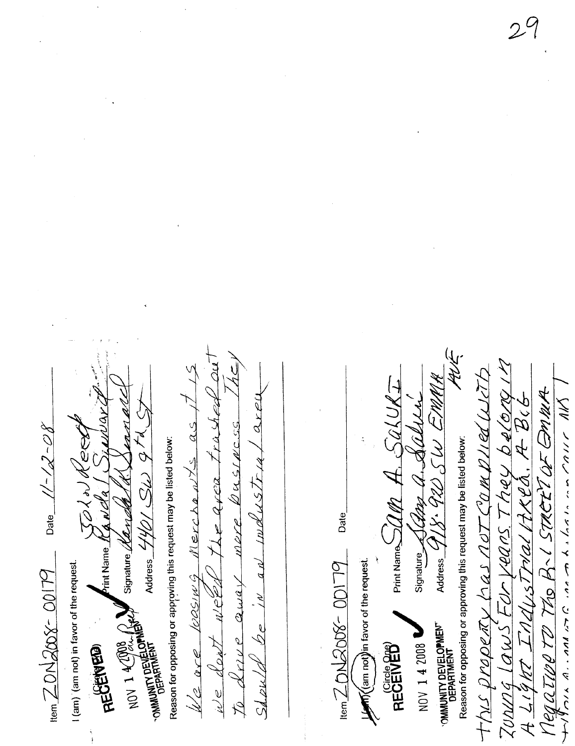Item ZON2008-00179 Date 11-12-08

I (am) (am not) in favor of the request.
(Circle One)

RECEIVED
NOV 14 2008
COMMUNITY DEVELOPMENT DEPARTMENT

Print Name John Reed / Randal Seward

Signature Randal K. Seward

Address 4401 SW 9th St

Reason for opposing or approving this request may be listed below:

We are loosing merchants as it is we don't need the area trashed out to drive away more business. They should be in an industrial area

---

Item ZON2008-00179 Date

I (am) (am not) in favor of the request.
(Circle One)

RECEIVED
NOV 14 2008
COMMUNITY DEVELOPMENT DEPARTMENT

Print Name Sam A. Saluri

Signature Sam A. Saluri

Address 918-920 SW Emma Ave

Reason for opposing or approving this request may be listed below:

This property has not complied with Zoning laws For years. They belong in A Light Industrial Area. A Big Negative to The B-1 Street of Emma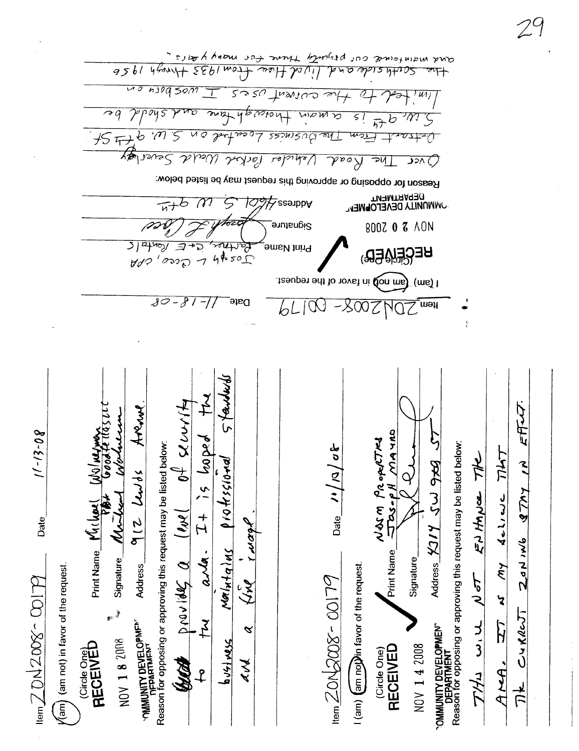Item ZON2008-00179 Date 11-18-08

I (am) (am not) in favor of the request. [circled: am not]

(Circle One)

RECEIVED

NOV 20 2008

COMMUNITY DEVELOPMENT DEPARTMENT

Print Name Joseph L Ceco, CPA / Partner, C+E Rentals

Signature Joseph L Ceco

Address 4601 S W 9th

Reason for opposing or approving this request may be listed below:

Over The Road Vehicles Parked Would Severely Detract From The Business Located on S.W. 9th St. S.W. 9th is a main thorough fare and should be limited to the current uses. I was born on the Southside and lived there from 1933 through 1956 and maintained our property there for many years.

---

Item ZON2008-00179 Date 11-13-08

I (am) (am not) in favor of the request. [circled: am]

(Circle One)

RECEIVED

NOV 18 2008

COMMUNITY DEVELOPMENT DEPARTMENT

Print Name Michael Wolnewman / Goodtellasttt

Signature Michael Wolnewman

Address 912 Lewis Avenue

Reason for opposing or approving this request may be listed below:

Would provide a level of security to the area. It is hoped the business maintains professional standards and a fine image.

---

Item ZON2008-00179 Date 11/10/08

I (am) (am not) in favor of the request. [circled: am not]

(Circle One)

RECEIVED

NOV 14 2008

COMMUNITY DEVELOPMENT DEPARTMENT

Print Name NASM Properties / Joseph Mayno

Signature

Address 4214 SW 9th ST

Reason for opposing or approving this request may be listed below:

This will not enhance the area. It is my believe that the current zoning stay in effect.